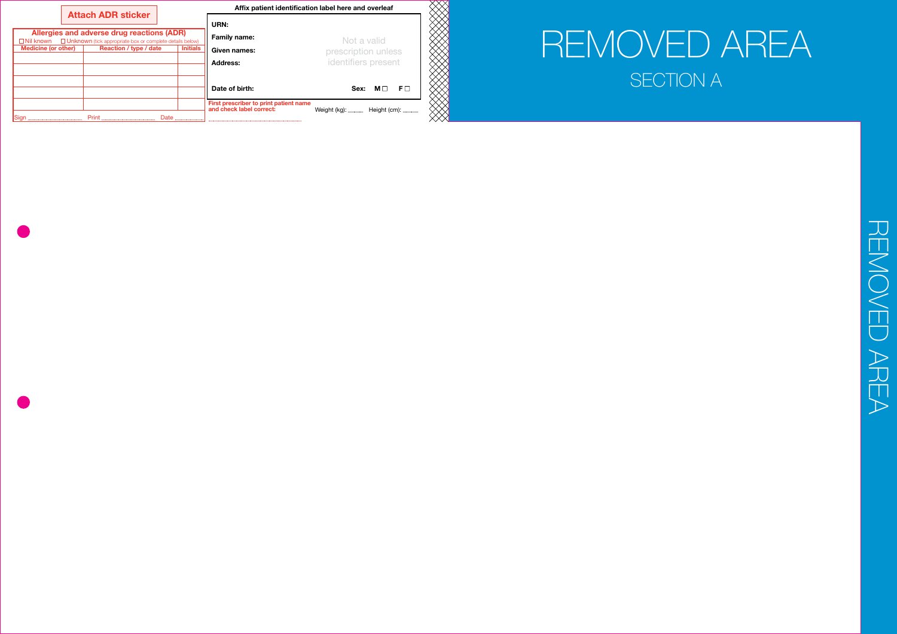**Attach ADR sticker**

**Allergies and adverse drug reactions (ADR)**

☐ Nil known ☐ Unknown (tick appropriate box or complete details below)

| Medicine (or other) | Reaction / type / date | Initials |
|---|---|---|
| | | |
| | | |
| | | |
| | | |
| | | |

Sign ............................ Print ............................ Date ............................

**Affix patient identification label here and overleaf**

**URN:**

**Family name:**

**Given names:**

**Address:**

Not a valid prescription unless identifiers present

**Date of birth:** **Sex:** **M** ☐ **F** ☐

**First prescriber to print patient name and check label correct:**

............................................

Weight (kg): ........ Height (cm): ........

REMOVED AREA

SECTION A

REMOVED AREA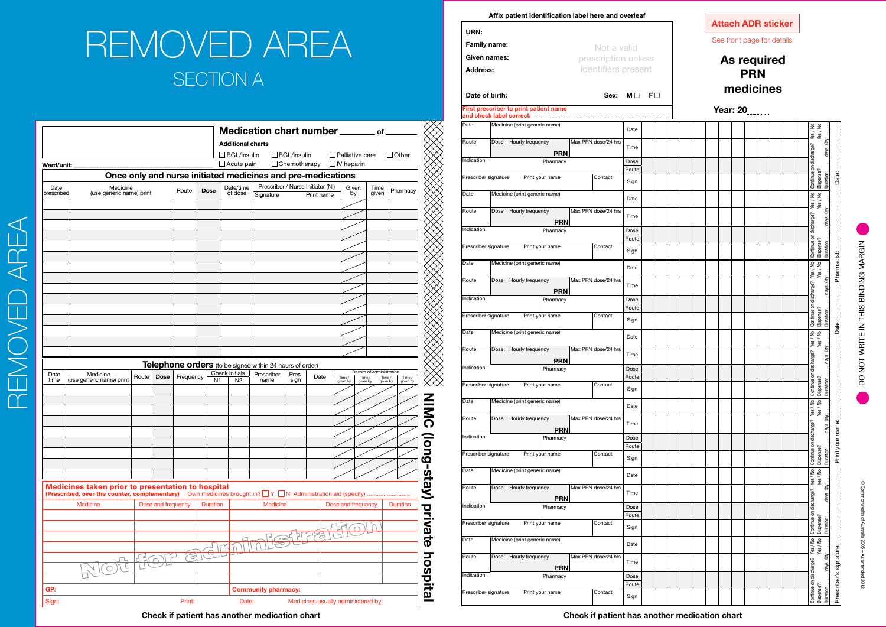# REMOVED AREA

## SECTION A

REMOVED AREA

## Medication chart number _______ of _______

**Additional charts**

☐ BGL/insulin ☐ BGL/insulin ☐ Palliative care ☐ Other
☐ Acute pain ☐ Chemotherapy ☐ IV heparin

Ward/unit:

### Once only and nurse initiated medicines and pre-medications

| Date prescribed | Medicine (use generic name) print | Route | Dose | Date/time of dose | Prescriber / Nurse Initiator (NI) Signature | Print name | Given by | Time given | Pharmacy |
|---|---|---|---|---|---|---|---|---|---|
| | | | | | | | | | |
| | | | | | | | | | |
| | | | | | | | | | |
| | | | | | | | | | |
| | | | | | | | | | |
| | | | | | | | | | |
| | | | | | | | | | |
| | | | | | | | | | |
| | | | | | | | | | |
| | | | | | | | | | |
| | | | | | | | | | |
| | | | | | | | | | |
| | | | | | | | | | |
| | | | | | | | | | |

### Telephone orders (to be signed within 24 hours of order)

| Date time | Medicine (use generic name) print | Route | Dose | Frequency | Check initials N1 | N2 | Prescriber name | Pres. sign | Date | Record of administration Time / given by | Time / given by | Time / given by | Time / given by |
|---|---|---|---|---|---|---|---|---|---|---|---|---|---|
| | | | | | | | | | | | | | |
| | | | | | | | | | | | | | |
| | | | | | | | | | | | | | |
| | | | | | | | | | | | | | |
| | | | | | | | | | | | | | |
| | | | | | | | | | | | | | |
| | | | | | | | | | | | | | |
| | | | | | | | | | | | | | |

### Medicines taken prior to presentation to hospital

**(Prescribed, over the counter, complementary)** Own medicines brought in? ☐ Y ☐ N Administration aid (specify) ..........................

| Medicine | Dose and frequency | Duration | Medicine | Dose and frequency | Duration |
|---|---|---|---|---|---|
| | | | | | |
| | | | | | |
| | | | | | |
| | | | | | |
| | | | | | |
| | | | | | |
| | | | | | |

Not for administration

GP: | Community pharmacy:

Sign: Print: Date: Medicines usually administered by:

**Check if patient has another medication chart**

**NIMC (long-stay) private hospital**

---

Affix patient identification label here and overleaf

URN:
Family name:
Given names:
Address:

Not a valid prescription unless identifiers present

Date of birth: Sex: M ☐ F ☐

First prescriber to print patient name and check label correct:

**Attach ADR sticker**
See front page for details

## As required PRN medicines

**Year: 20........**

| Date | Medicine (print generic name) | | | Date | | | | | | | | | | | | | |
|---|---|---|---|---|---|---|---|---|---|---|---|---|---|---|---|---|---|
| Route | Dose | Hourly frequency **PRN** | Max PRN dose/24 hrs | Time | | | | | | | | | | | | | |
| Indication | | Pharmacy | | Dose | | | | | | | | | | | | | |
| | | | | Route | | | | | | | | | | | | | |
| Prescriber signature | Print your name | | Contact | Sign | | | | | | | | | | | | | |

Continue on discharge? Yes / No Dispense? Yes / No Duration: ........days Qty: ........

(The above PRN block is repeated 7 times on the page.)

Prescriber's signature: ............ Print your name: ............ Date: ............ Pharmacist: ............ Date: ............

DO NOT WRITE IN THIS BINDING MARGIN

© Commonwealth of Australia 2006 – As amended 2012

**Check if patient has another medication chart**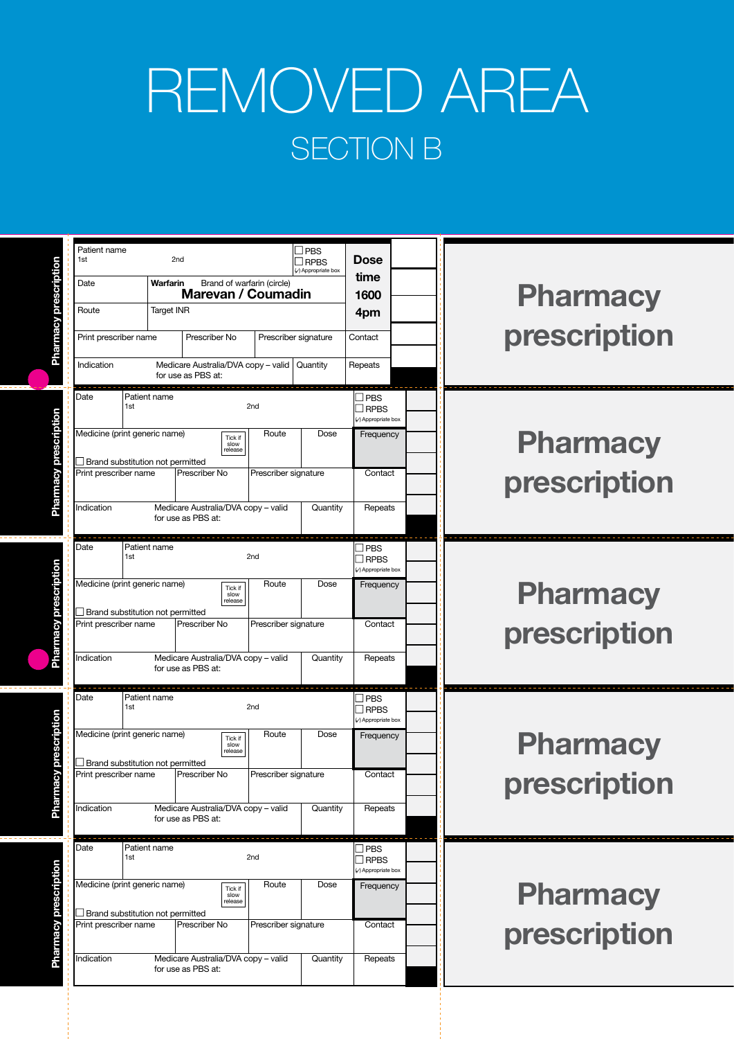# REMOVED AREA

## SECTION B

Pharmacy prescription

| Patient name 1st 2nd | | ☐ PBS ☐ RPBS (✓) Appropriate box | Dose time 1600 4pm |
|---|---|---|---|
| Date | **Warfarin** Brand of warfarin (circle) **Marevan / Coumadin** | | |
| Route | Target INR | | |
| Print prescriber name | Prescriber No | Prescriber signature | Contact |
| Indication | Medicare Australia/DVA copy – valid for use as PBS at: | Quantity | Repeats |

**Pharmacy prescription**

Pharmacy prescription

| Date | Patient name 1st 2nd | | | ☐ PBS ☐ RPBS (✓) Appropriate box |
|---|---|---|---|---|
| Medicine (print generic name) Tick if slow release ☐ Brand substitution not permitted | | Route | Dose | Frequency |
| Print prescriber name | Prescriber No | Prescriber signature | | Contact |
| Indication | Medicare Australia/DVA copy – valid for use as PBS at: | | Quantity | Repeats |

**Pharmacy prescription**

Pharmacy prescription

| Date | Patient name 1st 2nd | | | ☐ PBS ☐ RPBS (✓) Appropriate box |
|---|---|---|---|---|
| Medicine (print generic name) Tick if slow release ☐ Brand substitution not permitted | | Route | Dose | Frequency |
| Print prescriber name | Prescriber No | Prescriber signature | | Contact |
| Indication | Medicare Australia/DVA copy – valid for use as PBS at: | | Quantity | Repeats |

**Pharmacy prescription**

Pharmacy prescription

| Date | Patient name 1st 2nd | | | ☐ PBS ☐ RPBS (✓) Appropriate box |
|---|---|---|---|---|
| Medicine (print generic name) Tick if slow release ☐ Brand substitution not permitted | | Route | Dose | Frequency |
| Print prescriber name | Prescriber No | Prescriber signature | | Contact |
| Indication | Medicare Australia/DVA copy – valid for use as PBS at: | | Quantity | Repeats |

**Pharmacy prescription**

Pharmacy prescription

| Date | Patient name 1st 2nd | | | ☐ PBS ☐ RPBS (✓) Appropriate box |
|---|---|---|---|---|
| Medicine (print generic name) Tick if slow release ☐ Brand substitution not permitted | | Route | Dose | Frequency |
| Print prescriber name | Prescriber No | Prescriber signature | | Contact |
| Indication | Medicare Australia/DVA copy – valid for use as PBS at: | | Quantity | Repeats |

**Pharmacy prescription**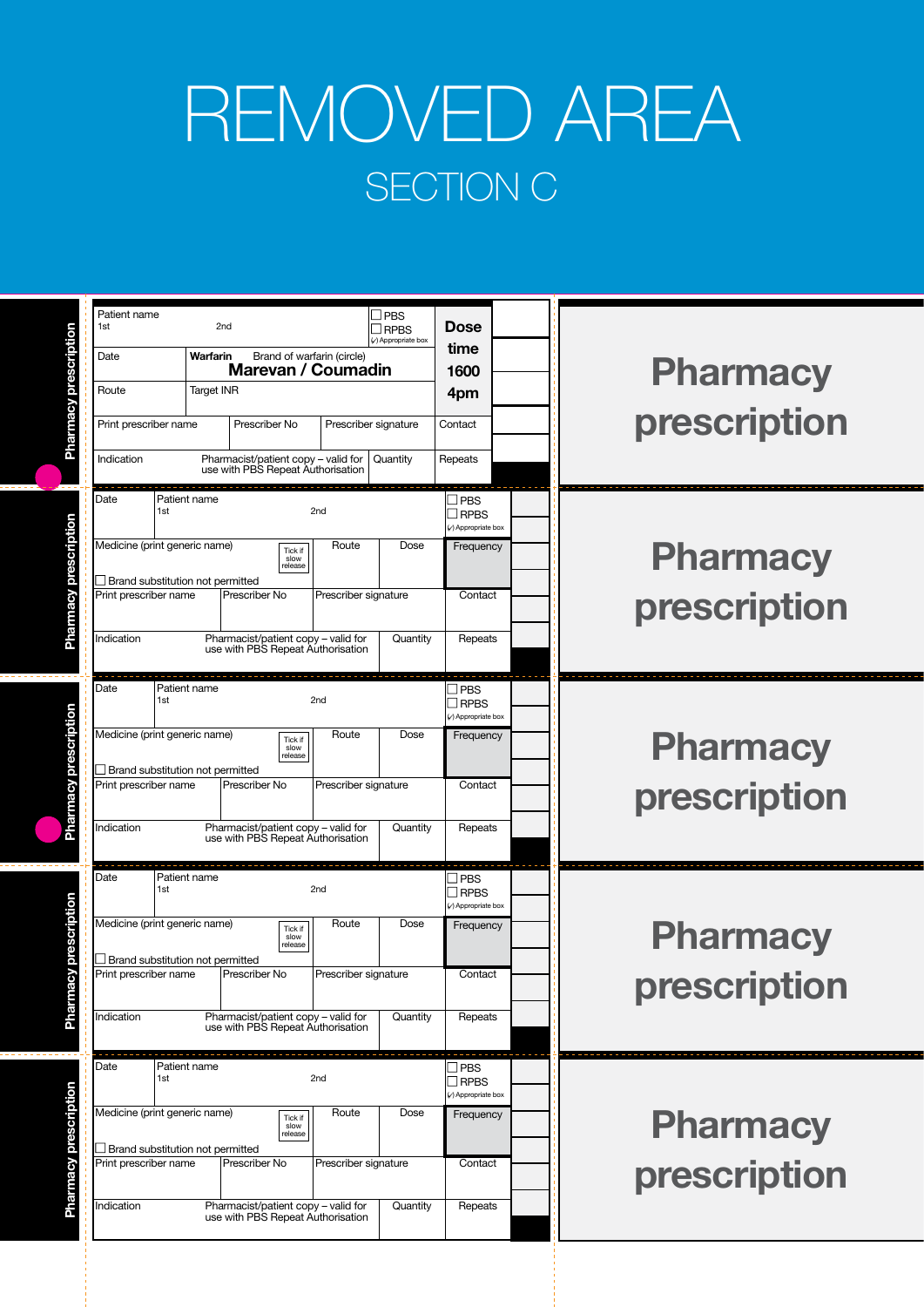# REMOVED AREA

## SECTION C

Pharmacy prescription

| Patient name 1st 2nd | ☐ PBS ☐ RPBS (✓) Appropriate box | Dose time 1600 4pm |
|---|---|---|
| Date | **Warfarin** Brand of warfarin (circle) **Marevan / Coumadin** | |
| Route | Target INR | |
| Print prescriber name \| Prescriber No \| Prescriber signature | | Contact |
| Indication \| Pharmacist/patient copy – valid for use with PBS Repeat Authorisation | Quantity | Repeats |

**Pharmacy prescription**

Pharmacy prescription

| Date | Patient name 1st 2nd | | | ☐ PBS ☐ RPBS (✓) Appropriate box |
|---|---|---|---|---|
| Medicine (print generic name) Tick if slow release ☐ Brand substitution not permitted | | Route | Dose | Frequency |
| Print prescriber name | Prescriber No | Prescriber signature | | Contact |
| Indication | Pharmacist/patient copy – valid for use with PBS Repeat Authorisation | | Quantity | Repeats |

**Pharmacy prescription**

Pharmacy prescription

| Date | Patient name 1st 2nd | | | ☐ PBS ☐ RPBS (✓) Appropriate box |
|---|---|---|---|---|
| Medicine (print generic name) Tick if slow release ☐ Brand substitution not permitted | | Route | Dose | Frequency |
| Print prescriber name | Prescriber No | Prescriber signature | | Contact |
| Indication | Pharmacist/patient copy – valid for use with PBS Repeat Authorisation | | Quantity | Repeats |

**Pharmacy prescription**

Pharmacy prescription

| Date | Patient name 1st 2nd | | | ☐ PBS ☐ RPBS (✓) Appropriate box |
|---|---|---|---|---|
| Medicine (print generic name) Tick if slow release ☐ Brand substitution not permitted | | Route | Dose | Frequency |
| Print prescriber name | Prescriber No | Prescriber signature | | Contact |
| Indication | Pharmacist/patient copy – valid for use with PBS Repeat Authorisation | | Quantity | Repeats |

**Pharmacy prescription**

Pharmacy prescription

| Date | Patient name 1st 2nd | | | ☐ PBS ☐ RPBS (✓) Appropriate box |
|---|---|---|---|---|
| Medicine (print generic name) Tick if slow release ☐ Brand substitution not permitted | | Route | Dose | Frequency |
| Print prescriber name | Prescriber No | Prescriber signature | | Contact |
| Indication | Pharmacist/patient copy – valid for use with PBS Repeat Authorisation | | Quantity | Repeats |

**Pharmacy prescription**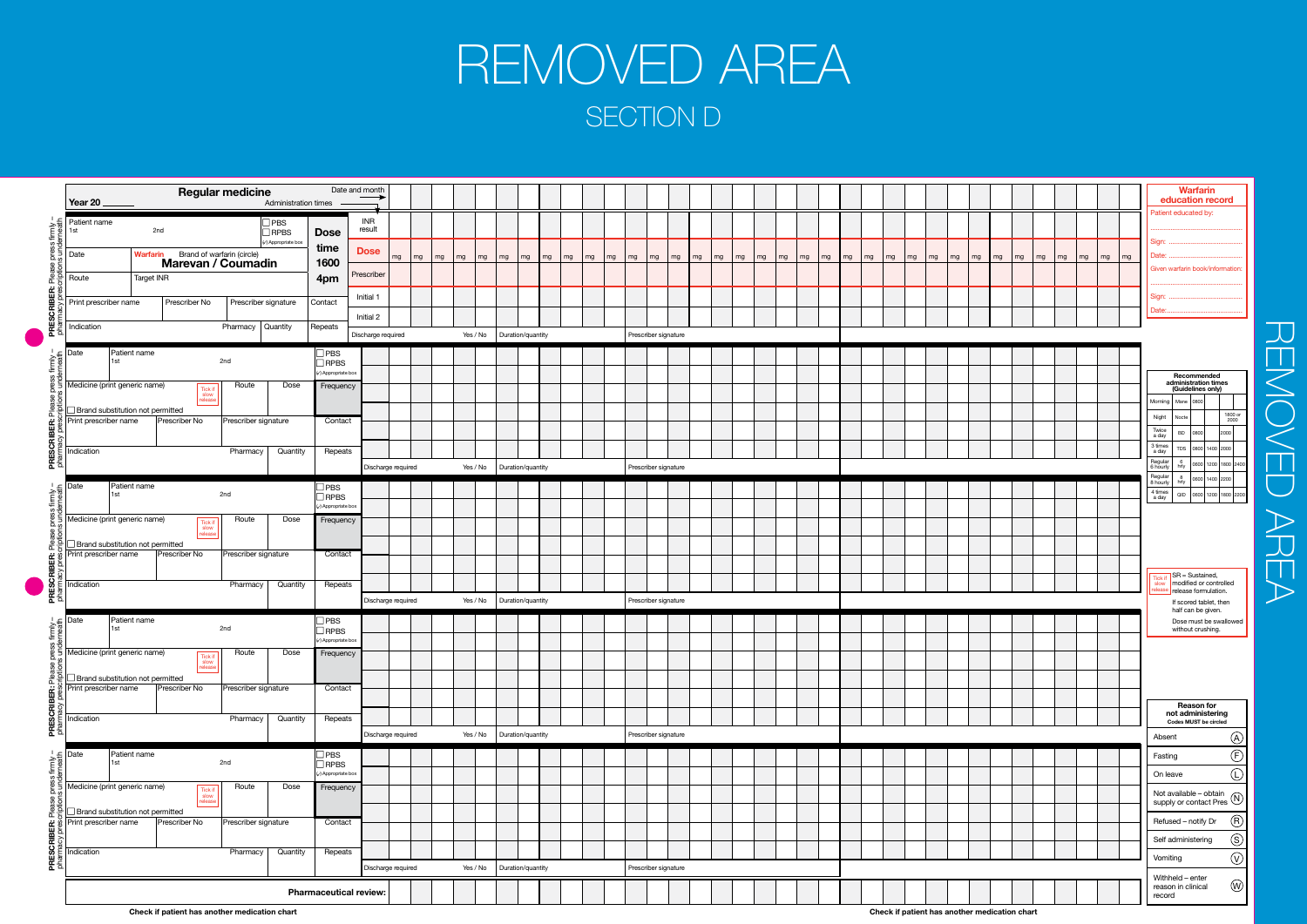# REMOVED AREA

## SECTION D

**Regular medicine**

Year 20 ______

Administration times

Date and month

| | | | |
|---|---|---|---|
| Patient name 1st 2nd | ☐ PBS ☐ RPBS (✓) Appropriate box | **Dose time 1600 4pm** | INR result |
| Date | **Warfarin** Brand of warfarin (circle) **Marevan / Coumadin** | | **Dose** mg mg mg mg mg mg mg mg mg mg mg mg mg mg mg mg mg mg mg mg mg mg mg mg mg mg mg mg mg mg mg mg mg mg mg mg |
| Route | Target INR | | Prescriber |
| Print prescriber name | Prescriber No / Prescriber signature | Contact | Initial 1 |
| Indication | Pharmacy / Quantity | Repeats | Initial 2 |

Discharge required Yes / No Duration/quantity Prescriber signature

PRESCRIBER: Please press firmly – pharmacy prescriptions underneath

| | | | | |
|---|---|---|---|---|
| Date | Patient name 1st 2nd | | | ☐ PBS ☐ RPBS (✓) Appropriate box |
| Medicine (print generic name) | Tick if slow release | Route | Dose | Frequency |
| ☐ Brand substitution not permitted | | | | |
| Print prescriber name | Prescriber No | Prescriber signature | | Contact |
| Indication | | Pharmacy | Quantity | Repeats |

Discharge required Yes / No Duration/quantity Prescriber signature

PRESCRIBER: Please press firmly – pharmacy prescriptions underneath

| | | | | |
|---|---|---|---|---|
| Date | Patient name 1st 2nd | | | ☐ PBS ☐ RPBS (✓) Appropriate box |
| Medicine (print generic name) | Tick if slow release | Route | Dose | Frequency |
| ☐ Brand substitution not permitted | | | | |
| Print prescriber name | Prescriber No | Prescriber signature | | Contact |
| Indication | | Pharmacy | Quantity | Repeats |

Discharge required Yes / No Duration/quantity Prescriber signature

PRESCRIBER: Please press firmly – pharmacy prescriptions underneath

| | | | | |
|---|---|---|---|---|
| Date | Patient name 1st 2nd | | | ☐ PBS ☐ RPBS (✓) Appropriate box |
| Medicine (print generic name) | Tick if slow release | Route | Dose | Frequency |
| ☐ Brand substitution not permitted | | | | |
| Print prescriber name | Prescriber No | Prescriber signature | | Contact |
| Indication | | Pharmacy | Quantity | Repeats |

Discharge required Yes / No Duration/quantity Prescriber signature

PRESCRIBER: Please press firmly – pharmacy prescriptions underneath

| | | | | |
|---|---|---|---|---|
| Date | Patient name 1st 2nd | | | ☐ PBS ☐ RPBS (✓) Appropriate box |
| Medicine (print generic name) | Tick if slow release | Route | Dose | Frequency |
| ☐ Brand substitution not permitted | | | | |
| Print prescriber name | Prescriber No | Prescriber signature | | Contact |
| Indication | | Pharmacy | Quantity | Repeats |

Discharge required Yes / No Duration/quantity Prescriber signature

PRESCRIBER: Please press firmly – pharmacy prescriptions underneath

**Pharmaceutical review:**

Check if patient has another medication chart

Check if patient has another medication chart

**Warfarin education record**

Patient educated by:

..............................................

Sign: ..............................................

Date: ..............................................

Given warfarin book/information:

..............................................

Sign: ..............................................

Date: ..............................................

**Recommended administration times (Guidelines only)**

| | | | | | | |
|---|---|---|---|---|---|---|
| Morning | Mane | 0800 | | | | |
| Night | Nocte | | | 1800 or 2000 | | |
| Twice a day | BD | 0800 | | 2000 | | |
| 3 times a day | TDS | 0800 | 1400 | 2000 | | |
| Regular 6 hourly | 6 hrly | 0600 | 1200 | 1800 | 2400 | |
| Regular 8 hourly | 8 hrly | 0600 | 1400 | 2200 | | |
| 4 times a day | QID | 0800 | 1200 | 1800 | 2200 | |

Tick if slow release — SR = Sustained, modified or controlled release formulation.

If scored tablet, then half can be given.

Dose must be swallowed without crushing.

**Reason for not administering**
Codes MUST be circled

| | |
|---|---|
| Absent | Ⓐ |
| Fasting | Ⓕ |
| On leave | Ⓛ |
| Not available – obtain supply or contact Pres | Ⓝ |
| Refused – notify Dr | Ⓡ |
| Self administering | Ⓢ |
| Vomiting | Ⓥ |
| Withheld – enter reason in clinical record | Ⓦ |

REMOVED AREA